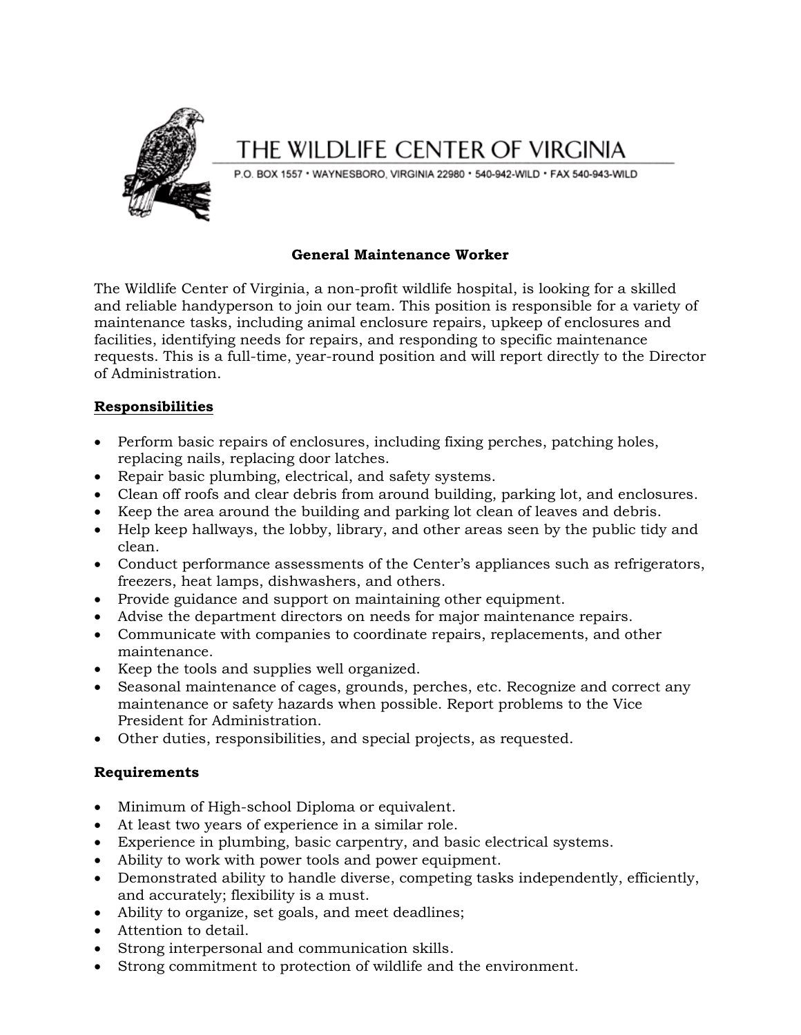# THE WILDLIFE CENTER OF VIRGINIA

P.O. BOX 1557 • WAYNESBORO, VIRGINIA 22980 • 540-942-WILD • FAX 540-943-WILD

**General Maintenance Worker**

The Wildlife Center of Virginia, a non-profit wildlife hospital, is looking for a skilled and reliable handyperson to join our team. This position is responsible for a variety of maintenance tasks, including animal enclosure repairs, upkeep of enclosures and facilities, identifying needs for repairs, and responding to specific maintenance requests. This is a full-time, year-round position and will report directly to the Director of Administration.

## Responsibilities

- Perform basic repairs of enclosures, including fixing perches, patching holes, replacing nails, replacing door latches.
- Repair basic plumbing, electrical, and safety systems.
- Clean off roofs and clear debris from around building, parking lot, and enclosures.
- Keep the area around the building and parking lot clean of leaves and debris.
- Help keep hallways, the lobby, library, and other areas seen by the public tidy and clean.
- Conduct performance assessments of the Center's appliances such as refrigerators, freezers, heat lamps, dishwashers, and others.
- Provide guidance and support on maintaining other equipment.
- Advise the department directors on needs for major maintenance repairs.
- Communicate with companies to coordinate repairs, replacements, and other maintenance.
- Keep the tools and supplies well organized.
- Seasonal maintenance of cages, grounds, perches, etc. Recognize and correct any maintenance or safety hazards when possible. Report problems to the Vice President for Administration.
- Other duties, responsibilities, and special projects, as requested.

## Requirements

- Minimum of High-school Diploma or equivalent.
- At least two years of experience in a similar role.
- Experience in plumbing, basic carpentry, and basic electrical systems.
- Ability to work with power tools and power equipment.
- Demonstrated ability to handle diverse, competing tasks independently, efficiently, and accurately; flexibility is a must.
- Ability to organize, set goals, and meet deadlines;
- Attention to detail.
- Strong interpersonal and communication skills.
- Strong commitment to protection of wildlife and the environment.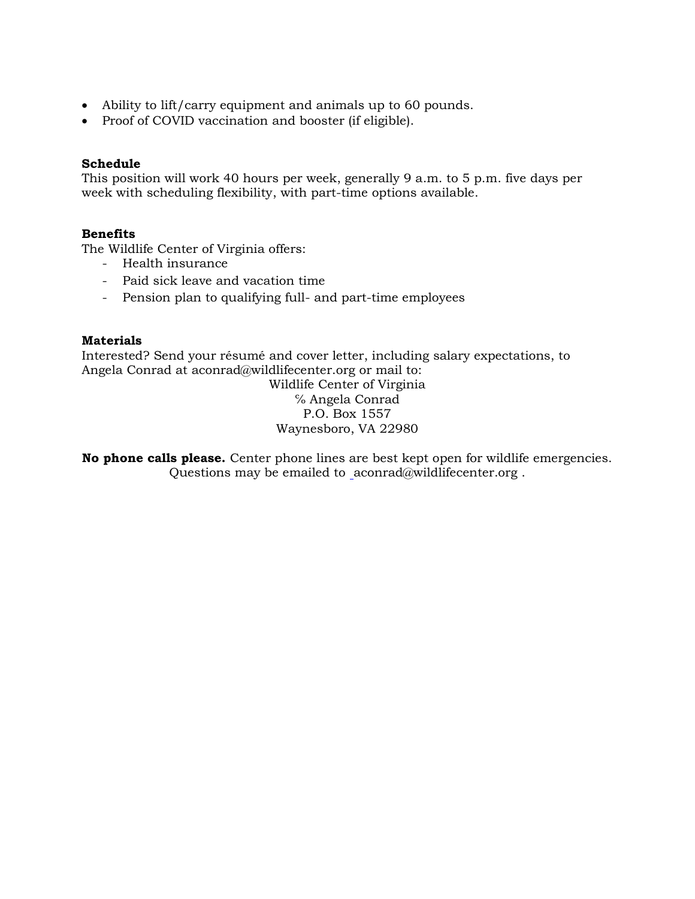- Ability to lift/carry equipment and animals up to 60 pounds.
- Proof of COVID vaccination and booster (if eligible).

**Schedule**
This position will work 40 hours per week, generally 9 a.m. to 5 p.m. five days per week with scheduling flexibility, with part-time options available.

**Benefits**
The Wildlife Center of Virginia offers:

- Health insurance
- Paid sick leave and vacation time
- Pension plan to qualifying full- and part-time employees

**Materials**
Interested? Send your résumé and cover letter, including salary expectations, to Angela Conrad at aconrad@wildlifecenter.org or mail to:

Wildlife Center of Virginia
% Angela Conrad
P.O. Box 1557
Waynesboro, VA 22980

**No phone calls please.** Center phone lines are best kept open for wildlife emergencies. Questions may be emailed to aconrad@wildlifecenter.org .